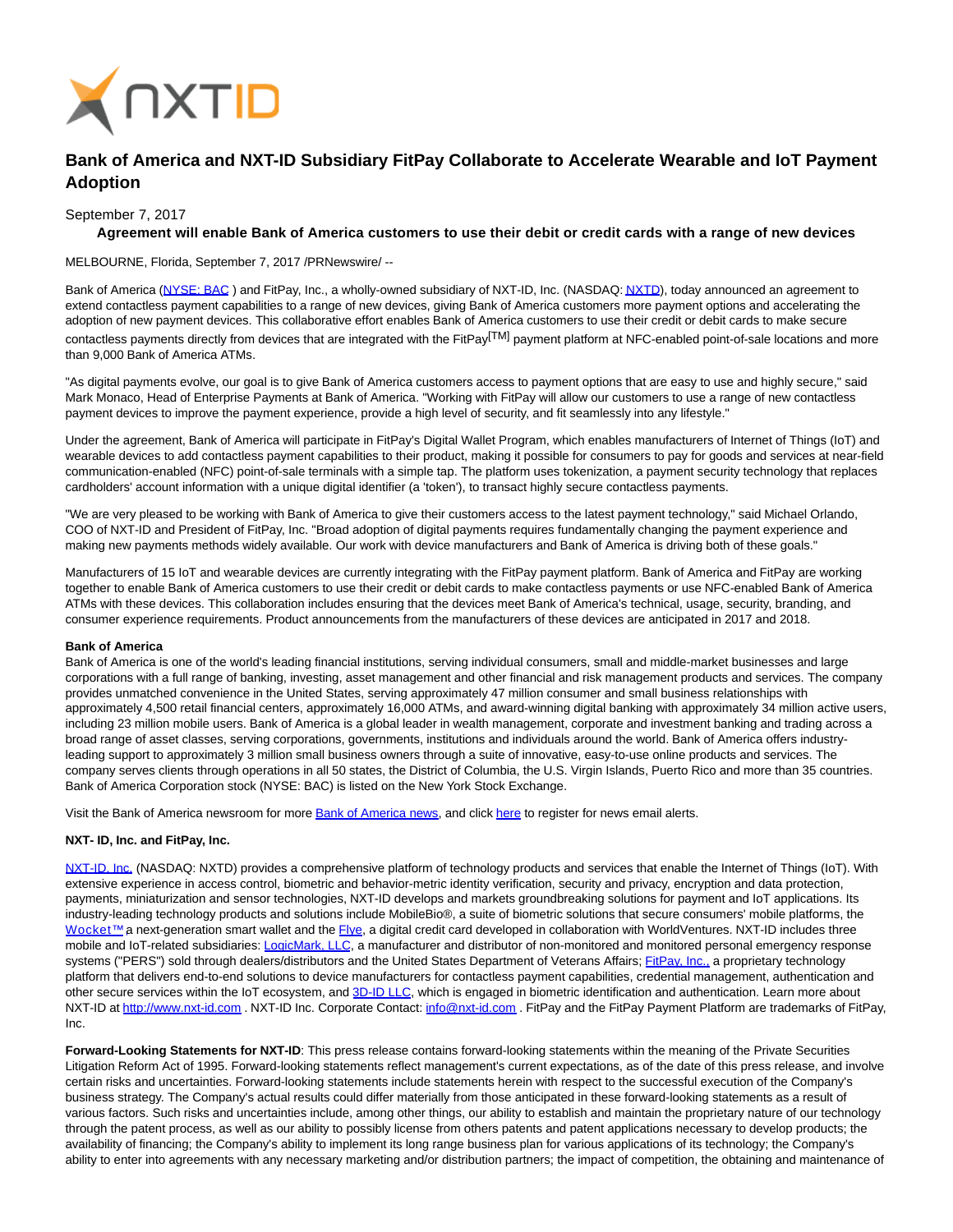# Bank of America and NXT-ID Subsidiary FitPay Collaborate to Accelerate Wearable and IoT Payment Adoption

September 7, 2017

**Agreement will enable Bank of America customers to use their debit or credit cards with a range of new devices**

MELBOURNE, Florida, September 7, 2017 /PRNewswire/ --

Bank of America (NYSE: BAC ) and FitPay, Inc., a wholly-owned subsidiary of NXT-ID, Inc. (NASDAQ: NXTD), today announced an agreement to extend contactless payment capabilities to a range of new devices, giving Bank of America customers more payment options and accelerating the adoption of new payment devices. This collaborative effort enables Bank of America customers to use their credit or debit cards to make secure contactless payments directly from devices that are integrated with the FitPay[TM] payment platform at NFC-enabled point-of-sale locations and more than 9,000 Bank of America ATMs.

"As digital payments evolve, our goal is to give Bank of America customers access to payment options that are easy to use and highly secure," said Mark Monaco, Head of Enterprise Payments at Bank of America. "Working with FitPay will allow our customers to use a range of new contactless payment devices to improve the payment experience, provide a high level of security, and fit seamlessly into any lifestyle."

Under the agreement, Bank of America will participate in FitPay's Digital Wallet Program, which enables manufacturers of Internet of Things (IoT) and wearable devices to add contactless payment capabilities to their product, making it possible for consumers to pay for goods and services at near-field communication-enabled (NFC) point-of-sale terminals with a simple tap. The platform uses tokenization, a payment security technology that replaces cardholders' account information with a unique digital identifier (a 'token'), to transact highly secure contactless payments.

"We are very pleased to be working with Bank of America to give their customers access to the latest payment technology," said Michael Orlando, COO of NXT-ID and President of FitPay, Inc. "Broad adoption of digital payments requires fundamentally changing the payment experience and making new payments methods widely available. Our work with device manufacturers and Bank of America is driving both of these goals."

Manufacturers of 15 IoT and wearable devices are currently integrating with the FitPay payment platform. Bank of America and FitPay are working together to enable Bank of America customers to use their credit or debit cards to make contactless payments or use NFC-enabled Bank of America ATMs with these devices. This collaboration includes ensuring that the devices meet Bank of America's technical, usage, security, branding, and consumer experience requirements. Product announcements from the manufacturers of these devices are anticipated in 2017 and 2018.

**Bank of America**

Bank of America is one of the world's leading financial institutions, serving individual consumers, small and middle-market businesses and large corporations with a full range of banking, investing, asset management and other financial and risk management products and services. The company provides unmatched convenience in the United States, serving approximately 47 million consumer and small business relationships with approximately 4,500 retail financial centers, approximately 16,000 ATMs, and award-winning digital banking with approximately 34 million active users, including 23 million mobile users. Bank of America is a global leader in wealth management, corporate and investment banking and trading across a broad range of asset classes, serving corporations, governments, institutions and individuals around the world. Bank of America offers industry-leading support to approximately 3 million small business owners through a suite of innovative, easy-to-use online products and services. The company serves clients through operations in all 50 states, the District of Columbia, the U.S. Virgin Islands, Puerto Rico and more than 35 countries. Bank of America Corporation stock (NYSE: BAC) is listed on the New York Stock Exchange.

Visit the Bank of America newsroom for more Bank of America news, and click here to register for news email alerts.

**NXT- ID, Inc. and FitPay, Inc.**

NXT-ID, Inc. (NASDAQ: NXTD) provides a comprehensive platform of technology products and services that enable the Internet of Things (IoT). With extensive experience in access control, biometric and behavior-metric identity verification, security and privacy, encryption and data protection, payments, miniaturization and sensor technologies, NXT-ID develops and markets groundbreaking solutions for payment and IoT applications. Its industry-leading technology products and solutions include MobileBio®, a suite of biometric solutions that secure consumers' mobile platforms, the Wocket™ a next-generation smart wallet and the Flye, a digital credit card developed in collaboration with WorldVentures. NXT-ID includes three mobile and IoT-related subsidiaries: LogicMark, LLC, a manufacturer and distributor of non-monitored and monitored personal emergency response systems ("PERS") sold through dealers/distributors and the United States Department of Veterans Affairs; FitPay, Inc., a proprietary technology platform that delivers end-to-end solutions to device manufacturers for contactless payment capabilities, credential management, authentication and other secure services within the IoT ecosystem, and 3D-ID LLC, which is engaged in biometric identification and authentication. Learn more about NXT-ID at http://www.nxt-id.com . NXT-ID Inc. Corporate Contact: info@nxt-id.com . FitPay and the FitPay Payment Platform are trademarks of FitPay, Inc.

**Forward-Looking Statements for NXT-ID**: This press release contains forward-looking statements within the meaning of the Private Securities Litigation Reform Act of 1995. Forward-looking statements reflect management's current expectations, as of the date of this press release, and involve certain risks and uncertainties. Forward-looking statements include statements herein with respect to the successful execution of the Company's business strategy. The Company's actual results could differ materially from those anticipated in these forward-looking statements as a result of various factors. Such risks and uncertainties include, among other things, our ability to establish and maintain the proprietary nature of our technology through the patent process, as well as our ability to possibly license from others patents and patent applications necessary to develop products; the availability of financing; the Company's ability to implement its long range business plan for various applications of its technology; the Company's ability to enter into agreements with any necessary marketing and/or distribution partners; the impact of competition, the obtaining and maintenance of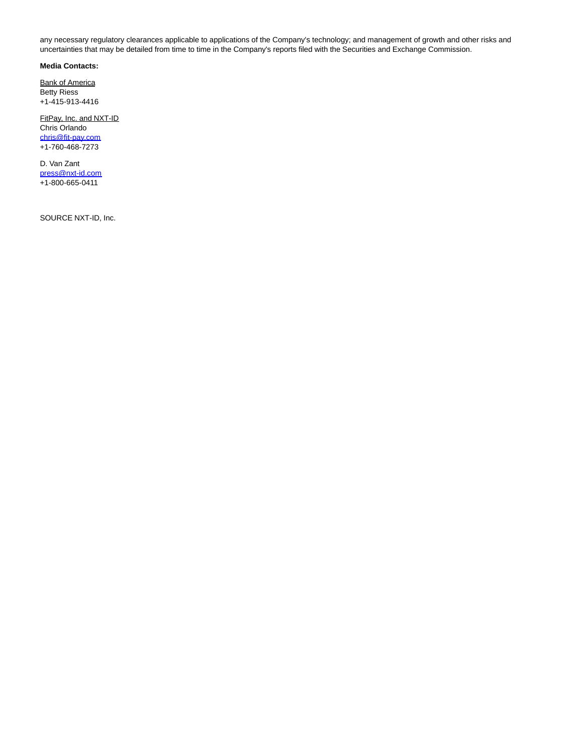any necessary regulatory clearances applicable to applications of the Company's technology; and management of growth and other risks and uncertainties that may be detailed from time to time in the Company's reports filed with the Securities and Exchange Commission.

**Media Contacts:**

Bank of America
Betty Riess
+1-415-913-4416

FitPay, Inc. and NXT-ID
Chris Orlando
chris@fit-pay.com
+1-760-468-7273

D. Van Zant
press@nxt-id.com
+1-800-665-0411

SOURCE NXT-ID, Inc.